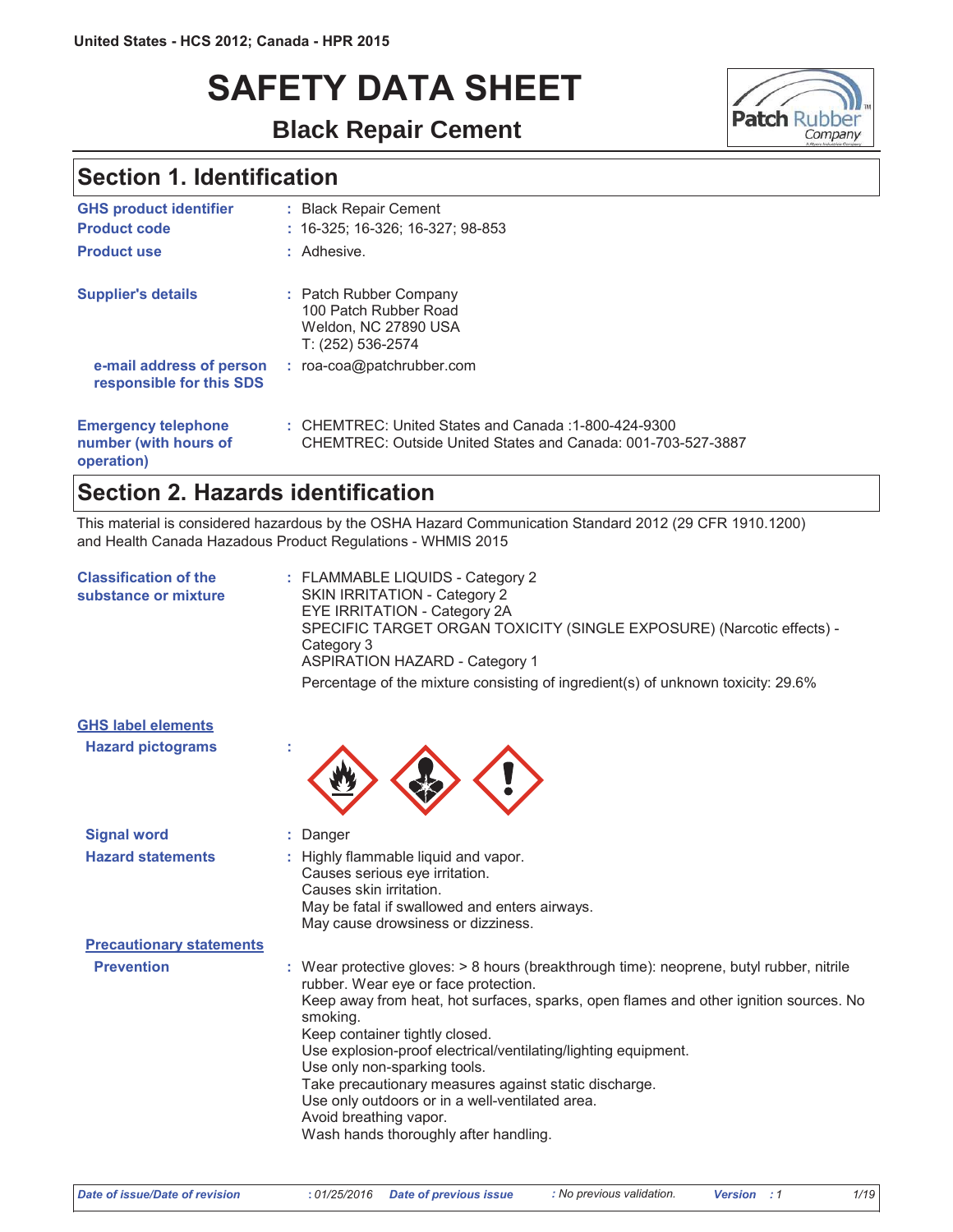United States - HCS 2012; Canada - HPR 2015

# SAFETY DATA SHEET

## Black Repair Cement

## Section 1. Identification

| | |
|---|---|
| **GHS product identifier** | : Black Repair Cement |
| **Product code** | : 16-325; 16-326; 16-327; 98-853 |
| **Product use** | : Adhesive. |
| **Supplier's details** | : Patch Rubber Company<br>100 Patch Rubber Road<br>Weldon, NC 27890 USA<br>T: (252) 536-2574 |
| **e-mail address of person responsible for this SDS** | : roa-coa@patchrubber.com |
| **Emergency telephone number (with hours of operation)** | : CHEMTREC: United States and Canada :1-800-424-9300<br>CHEMTREC: Outside United States and Canada: 001-703-527-3887 |

## Section 2. Hazards identification

This material is considered hazardous by the OSHA Hazard Communication Standard 2012 (29 CFR 1910.1200) and Health Canada Hazardous Product Regulations - WHMIS 2015

**Classification of the substance or mixture** : FLAMMABLE LIQUIDS - Category 2
SKIN IRRITATION - Category 2
EYE IRRITATION - Category 2A
SPECIFIC TARGET ORGAN TOXICITY (SINGLE EXPOSURE) (Narcotic effects) - Category 3
ASPIRATION HAZARD - Category 1

Percentage of the mixture consisting of ingredient(s) of unknown toxicity: 29.6%

### GHS label elements

**Hazard pictograms** :

**Signal word** : Danger

**Hazard statements** : Highly flammable liquid and vapor.
Causes serious eye irritation.
Causes skin irritation.
May be fatal if swallowed and enters airways.
May cause drowsiness or dizziness.

### Precautionary statements

**Prevention** : Wear protective gloves: > 8 hours (breakthrough time): neoprene, butyl rubber, nitrile rubber. Wear eye or face protection.
Keep away from heat, hot surfaces, sparks, open flames and other ignition sources. No smoking.
Keep container tightly closed.
Use explosion-proof electrical/ventilating/lighting equipment.
Use only non-sparking tools.
Take precautionary measures against static discharge.
Use only outdoors or in a well-ventilated area.
Avoid breathing vapor.
Wash hands thoroughly after handling.

| Date of issue/Date of revision | : 01/25/2016 | Date of previous issue | : No previous validation. | Version | : 1 |
|---|---|---|---|---|---|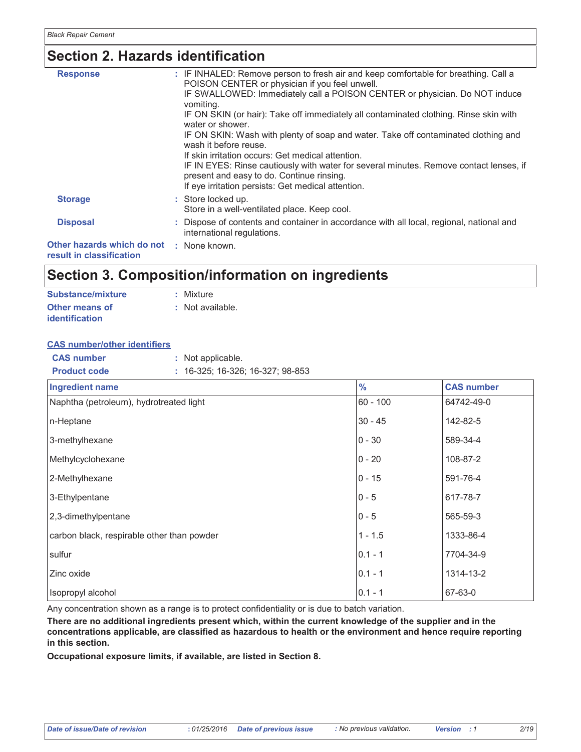## Section 2. Hazards identification

**Response** : IF INHALED: Remove person to fresh air and keep comfortable for breathing. Call a POISON CENTER or physician if you feel unwell.
IF SWALLOWED: Immediately call a POISON CENTER or physician. Do NOT induce vomiting.
IF ON SKIN (or hair): Take off immediately all contaminated clothing. Rinse skin with water or shower.
IF ON SKIN: Wash with plenty of soap and water. Take off contaminated clothing and wash it before reuse.
If skin irritation occurs: Get medical attention.
IF IN EYES: Rinse cautiously with water for several minutes. Remove contact lenses, if present and easy to do. Continue rinsing.
If eye irritation persists: Get medical attention.

**Storage** : Store locked up.
Store in a well-ventilated place. Keep cool.

**Disposal** : Dispose of contents and container in accordance with all local, regional, national and international regulations.

**Other hazards which do not result in classification** : None known.

## Section 3. Composition/information on ingredients

**Substance/mixture** : Mixture

**Other means of identification** : Not available.

**CAS number/other identifiers**

**CAS number** : Not applicable.

**Product code** : 16-325; 16-326; 16-327; 98-853

| Ingredient name | % | CAS number |
|---|---|---|
| Naphtha (petroleum), hydrotreated light | 60 - 100 | 64742-49-0 |
| n-Heptane | 30 - 45 | 142-82-5 |
| 3-methylhexane | 0 - 30 | 589-34-4 |
| Methylcyclohexane | 0 - 20 | 108-87-2 |
| 2-Methylhexane | 0 - 15 | 591-76-4 |
| 3-Ethylpentane | 0 - 5 | 617-78-7 |
| 2,3-dimethylpentane | 0 - 5 | 565-59-3 |
| carbon black, respirable other than powder | 1 - 1.5 | 1333-86-4 |
| sulfur | 0.1 - 1 | 7704-34-9 |
| Zinc oxide | 0.1 - 1 | 1314-13-2 |
| Isopropyl alcohol | 0.1 - 1 | 67-63-0 |

Any concentration shown as a range is to protect confidentiality or is due to batch variation.

**There are no additional ingredients present which, within the current knowledge of the supplier and in the concentrations applicable, are classified as hazardous to health or the environment and hence require reporting in this section.**

**Occupational exposure limits, if available, are listed in Section 8.**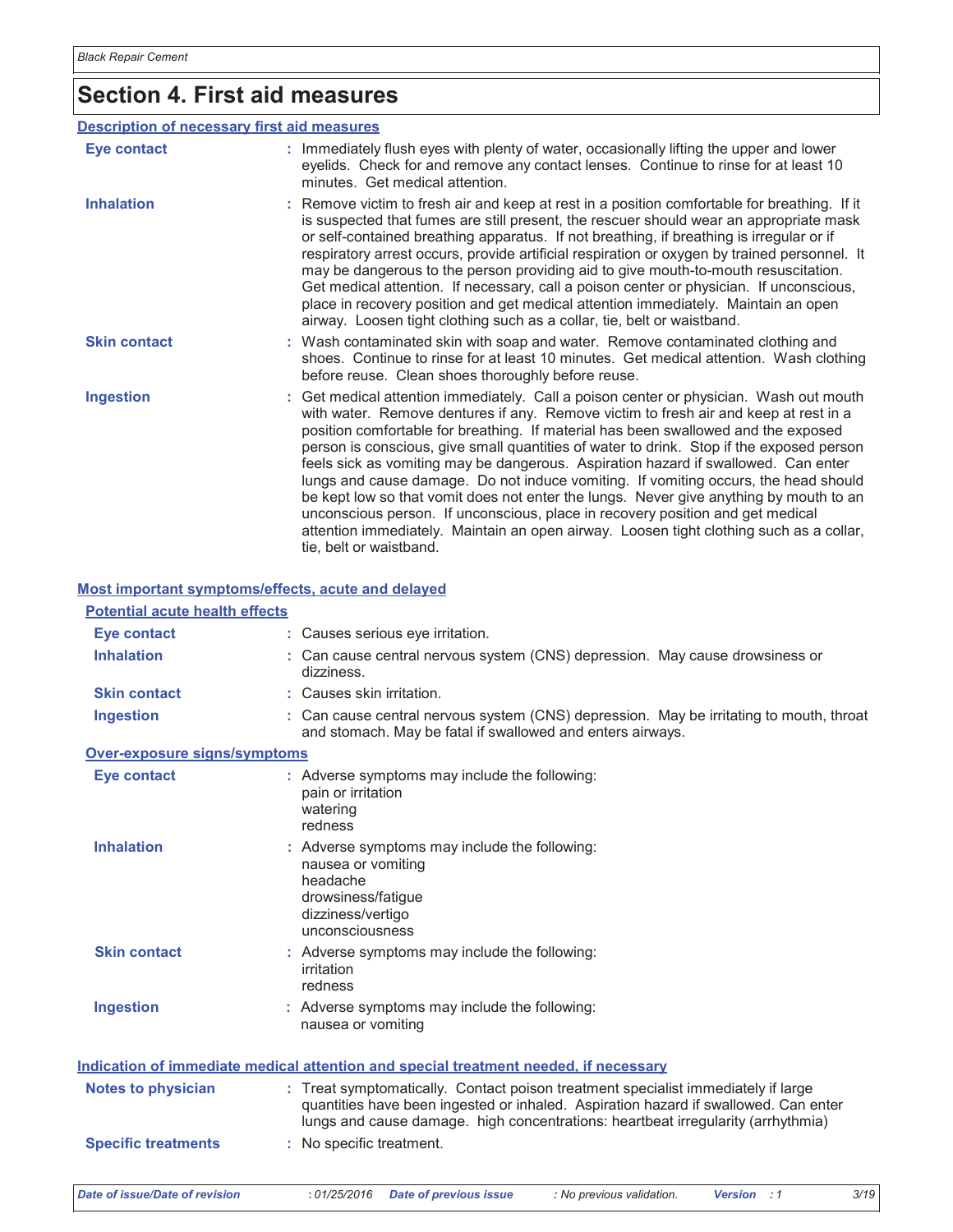# Section 4. First aid measures

## Description of necessary first aid measures

| | |
|---|---|
| **Eye contact** | : Immediately flush eyes with plenty of water, occasionally lifting the upper and lower eyelids. Check for and remove any contact lenses. Continue to rinse for at least 10 minutes. Get medical attention. |
| **Inhalation** | : Remove victim to fresh air and keep at rest in a position comfortable for breathing. If it is suspected that fumes are still present, the rescuer should wear an appropriate mask or self-contained breathing apparatus. If not breathing, if breathing is irregular or if respiratory arrest occurs, provide artificial respiration or oxygen by trained personnel. It may be dangerous to the person providing aid to give mouth-to-mouth resuscitation. Get medical attention. If necessary, call a poison center or physician. If unconscious, place in recovery position and get medical attention immediately. Maintain an open airway. Loosen tight clothing such as a collar, tie, belt or waistband. |
| **Skin contact** | : Wash contaminated skin with soap and water. Remove contaminated clothing and shoes. Continue to rinse for at least 10 minutes. Get medical attention. Wash clothing before reuse. Clean shoes thoroughly before reuse. |
| **Ingestion** | : Get medical attention immediately. Call a poison center or physician. Wash out mouth with water. Remove dentures if any. Remove victim to fresh air and keep at rest in a position comfortable for breathing. If material has been swallowed and the exposed person is conscious, give small quantities of water to drink. Stop if the exposed person feels sick as vomiting may be dangerous. Aspiration hazard if swallowed. Can enter lungs and cause damage. Do not induce vomiting. If vomiting occurs, the head should be kept low so that vomit does not enter the lungs. Never give anything by mouth to an unconscious person. If unconscious, place in recovery position and get medical attention immediately. Maintain an open airway. Loosen tight clothing such as a collar, tie, belt or waistband. |

## Most important symptoms/effects, acute and delayed

### Potential acute health effects

| | |
|---|---|
| **Eye contact** | : Causes serious eye irritation. |
| **Inhalation** | : Can cause central nervous system (CNS) depression. May cause drowsiness or dizziness. |
| **Skin contact** | : Causes skin irritation. |
| **Ingestion** | : Can cause central nervous system (CNS) depression. May be irritating to mouth, throat and stomach. May be fatal if swallowed and enters airways. |

### Over-exposure signs/symptoms

| | |
|---|---|
| **Eye contact** | : Adverse symptoms may include the following:<br>pain or irritation<br>watering<br>redness |
| **Inhalation** | : Adverse symptoms may include the following:<br>nausea or vomiting<br>headache<br>drowsiness/fatigue<br>dizziness/vertigo<br>unconsciousness |
| **Skin contact** | : Adverse symptoms may include the following:<br>irritation<br>redness |
| **Ingestion** | : Adverse symptoms may include the following:<br>nausea or vomiting |

## Indication of immediate medical attention and special treatment needed, if necessary

| | |
|---|---|
| **Notes to physician** | : Treat symptomatically. Contact poison treatment specialist immediately if large quantities have been ingested or inhaled. Aspiration hazard if swallowed. Can enter lungs and cause damage. high concentrations: heartbeat irregularity (arrhythmia) |
| **Specific treatments** | : No specific treatment. |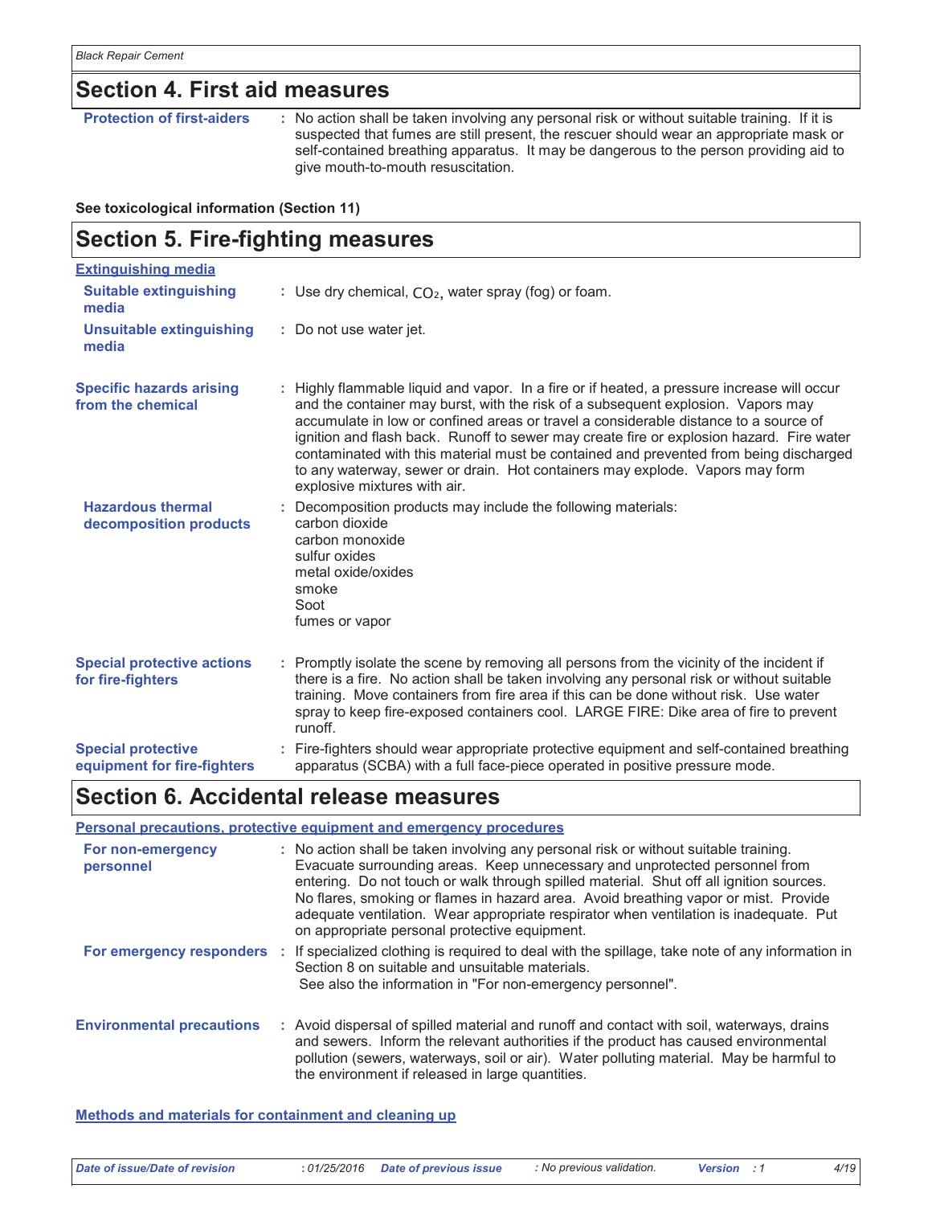## Section 4. First aid measures

**Protection of first-aiders** : No action shall be taken involving any personal risk or without suitable training. If it is suspected that fumes are still present, the rescuer should wear an appropriate mask or self-contained breathing apparatus. It may be dangerous to the person providing aid to give mouth-to-mouth resuscitation.

**See toxicological information (Section 11)**

## Section 5. Fire-fighting measures

**Extinguishing media**

**Suitable extinguishing media** : Use dry chemical, $CO_2$, water spray (fog) or foam.

**Unsuitable extinguishing media** : Do not use water jet.

**Specific hazards arising from the chemical** : Highly flammable liquid and vapor. In a fire or if heated, a pressure increase will occur and the container may burst, with the risk of a subsequent explosion. Vapors may accumulate in low or confined areas or travel a considerable distance to a source of ignition and flash back. Runoff to sewer may create fire or explosion hazard. Fire water contaminated with this material must be contained and prevented from being discharged to any waterway, sewer or drain. Hot containers may explode. Vapors may form explosive mixtures with air.

**Hazardous thermal decomposition products** : Decomposition products may include the following materials:
carbon dioxide
carbon monoxide
sulfur oxides
metal oxide/oxides
smoke
Soot
fumes or vapor

**Special protective actions for fire-fighters** : Promptly isolate the scene by removing all persons from the vicinity of the incident if there is a fire. No action shall be taken involving any personal risk or without suitable training. Move containers from fire area if this can be done without risk. Use water spray to keep fire-exposed containers cool. LARGE FIRE: Dike area of fire to prevent runoff.

**Special protective equipment for fire-fighters** : Fire-fighters should wear appropriate protective equipment and self-contained breathing apparatus (SCBA) with a full face-piece operated in positive pressure mode.

## Section 6. Accidental release measures

**Personal precautions, protective equipment and emergency procedures**

**For non-emergency personnel** : No action shall be taken involving any personal risk or without suitable training. Evacuate surrounding areas. Keep unnecessary and unprotected personnel from entering. Do not touch or walk through spilled material. Shut off all ignition sources. No flares, smoking or flames in hazard area. Avoid breathing vapor or mist. Provide adequate ventilation. Wear appropriate respirator when ventilation is inadequate. Put on appropriate personal protective equipment.

**For emergency responders** : If specialized clothing is required to deal with the spillage, take note of any information in Section 8 on suitable and unsuitable materials.
See also the information in "For non-emergency personnel".

**Environmental precautions** : Avoid dispersal of spilled material and runoff and contact with soil, waterways, drains and sewers. Inform the relevant authorities if the product has caused environmental pollution (sewers, waterways, soil or air). Water polluting material. May be harmful to the environment if released in large quantities.

**Methods and materials for containment and cleaning up**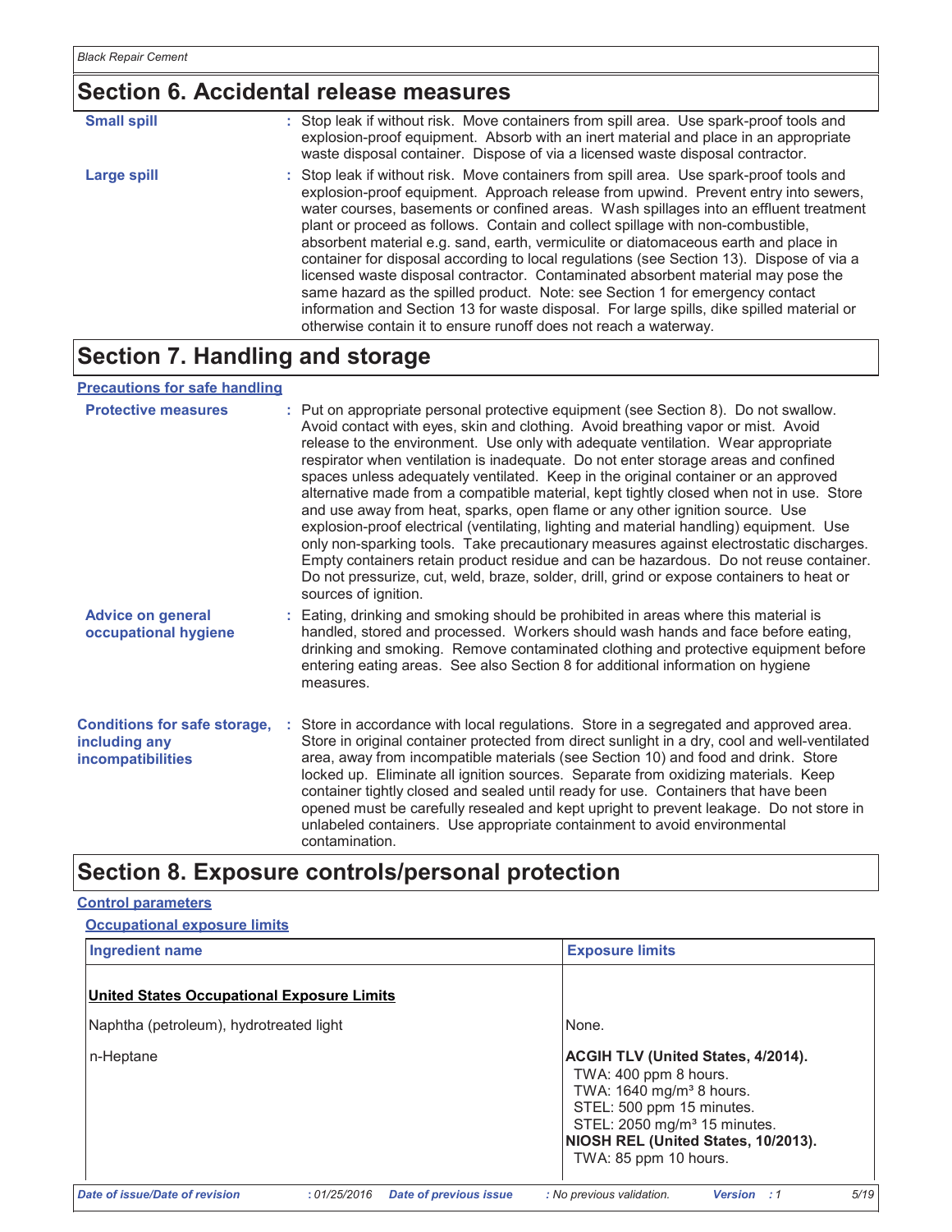## Section 6. Accidental release measures

**Small spill** : Stop leak if without risk. Move containers from spill area. Use spark-proof tools and explosion-proof equipment. Absorb with an inert material and place in an appropriate waste disposal container. Dispose of via a licensed waste disposal contractor.

**Large spill** : Stop leak if without risk. Move containers from spill area. Use spark-proof tools and explosion-proof equipment. Approach release from upwind. Prevent entry into sewers, water courses, basements or confined areas. Wash spillages into an effluent treatment plant or proceed as follows. Contain and collect spillage with non-combustible, absorbent material e.g. sand, earth, vermiculite or diatomaceous earth and place in container for disposal according to local regulations (see Section 13). Dispose of via a licensed waste disposal contractor. Contaminated absorbent material may pose the same hazard as the spilled product. Note: see Section 1 for emergency contact information and Section 13 for waste disposal. For large spills, dike spilled material or otherwise contain it to ensure runoff does not reach a waterway.

## Section 7. Handling and storage

### Precautions for safe handling

**Protective measures** : Put on appropriate personal protective equipment (see Section 8). Do not swallow. Avoid contact with eyes, skin and clothing. Avoid breathing vapor or mist. Avoid release to the environment. Use only with adequate ventilation. Wear appropriate respirator when ventilation is inadequate. Do not enter storage areas and confined spaces unless adequately ventilated. Keep in the original container or an approved alternative made from a compatible material, kept tightly closed when not in use. Store and use away from heat, sparks, open flame or any other ignition source. Use explosion-proof electrical (ventilating, lighting and material handling) equipment. Use only non-sparking tools. Take precautionary measures against electrostatic discharges. Empty containers retain product residue and can be hazardous. Do not reuse container. Do not pressurize, cut, weld, braze, solder, drill, grind or expose containers to heat or sources of ignition.

**Advice on general occupational hygiene** : Eating, drinking and smoking should be prohibited in areas where this material is handled, stored and processed. Workers should wash hands and face before eating, drinking and smoking. Remove contaminated clothing and protective equipment before entering eating areas. See also Section 8 for additional information on hygiene measures.

**Conditions for safe storage, including any incompatibilities** : Store in accordance with local regulations. Store in a segregated and approved area. Store in original container protected from direct sunlight in a dry, cool and well-ventilated area, away from incompatible materials (see Section 10) and food and drink. Store locked up. Eliminate all ignition sources. Separate from oxidizing materials. Keep container tightly closed and sealed until ready for use. Containers that have been opened must be carefully resealed and kept upright to prevent leakage. Do not store in unlabeled containers. Use appropriate containment to avoid environmental contamination.

## Section 8. Exposure controls/personal protection

### Control parameters

#### Occupational exposure limits

| Ingredient name | Exposure limits |
|---|---|
| **United States Occupational Exposure Limits** | |
| Naphtha (petroleum), hydrotreated light | None. |
| n-Heptane | **ACGIH TLV (United States, 4/2014).**<br>TWA: 400 ppm 8 hours.<br>TWA: 1640 mg/m³ 8 hours.<br>STEL: 500 ppm 15 minutes.<br>STEL: 2050 mg/m³ 15 minutes.<br>**NIOSH REL (United States, 10/2013).**<br>TWA: 85 ppm 10 hours. |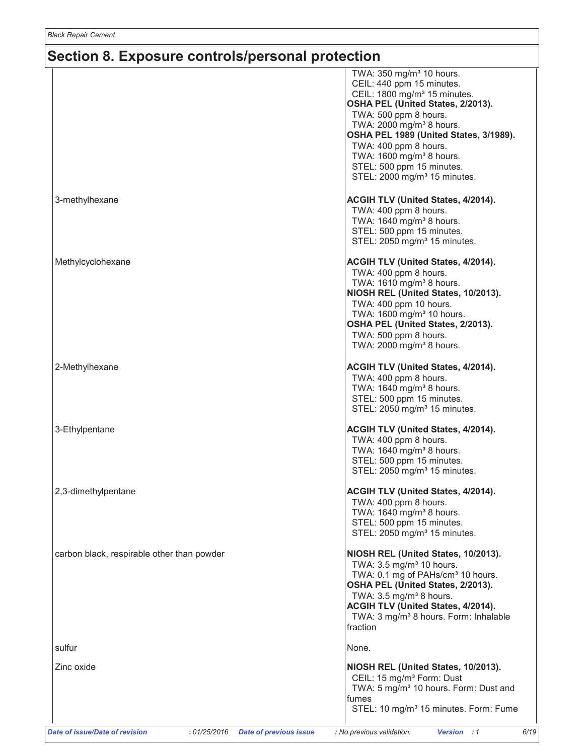## Section 8. Exposure controls/personal protection

| Ingredient name | Exposure limits |
|---|---|
| | TWA: 350 mg/m³ 10 hours.<br>CEIL: 440 ppm 15 minutes.<br>CEIL: 1800 mg/m³ 15 minutes.<br>**OSHA PEL (United States, 2/2013).**<br>TWA: 500 ppm 8 hours.<br>TWA: 2000 mg/m³ 8 hours.<br>**OSHA PEL 1989 (United States, 3/1989).**<br>TWA: 400 ppm 8 hours.<br>TWA: 1600 mg/m³ 8 hours.<br>STEL: 500 ppm 15 minutes.<br>STEL: 2000 mg/m³ 15 minutes. |
| 3-methylhexane | **ACGIH TLV (United States, 4/2014).**<br>TWA: 400 ppm 8 hours.<br>TWA: 1640 mg/m³ 8 hours.<br>STEL: 500 ppm 15 minutes.<br>STEL: 2050 mg/m³ 15 minutes. |
| Methylcyclohexane | **ACGIH TLV (United States, 4/2014).**<br>TWA: 400 ppm 8 hours.<br>TWA: 1610 mg/m³ 8 hours.<br>**NIOSH REL (United States, 10/2013).**<br>TWA: 400 ppm 10 hours.<br>TWA: 1600 mg/m³ 10 hours.<br>**OSHA PEL (United States, 2/2013).**<br>TWA: 500 ppm 8 hours.<br>TWA: 2000 mg/m³ 8 hours. |
| 2-Methylhexane | **ACGIH TLV (United States, 4/2014).**<br>TWA: 400 ppm 8 hours.<br>TWA: 1640 mg/m³ 8 hours.<br>STEL: 500 ppm 15 minutes.<br>STEL: 2050 mg/m³ 15 minutes. |
| 3-Ethylpentane | **ACGIH TLV (United States, 4/2014).**<br>TWA: 400 ppm 8 hours.<br>TWA: 1640 mg/m³ 8 hours.<br>STEL: 500 ppm 15 minutes.<br>STEL: 2050 mg/m³ 15 minutes. |
| 2,3-dimethylpentane | **ACGIH TLV (United States, 4/2014).**<br>TWA: 400 ppm 8 hours.<br>TWA: 1640 mg/m³ 8 hours.<br>STEL: 500 ppm 15 minutes.<br>STEL: 2050 mg/m³ 15 minutes. |
| carbon black, respirable other than powder | **NIOSH REL (United States, 10/2013).**<br>TWA: 3.5 mg/m³ 10 hours.<br>TWA: 0.1 mg of PAHs/cm³ 10 hours.<br>**OSHA PEL (United States, 2/2013).**<br>TWA: 3.5 mg/m³ 8 hours.<br>**ACGIH TLV (United States, 4/2014).**<br>TWA: 3 mg/m³ 8 hours. Form: Inhalable fraction |
| sulfur | None. |
| Zinc oxide | **NIOSH REL (United States, 10/2013).**<br>CEIL: 15 mg/m³ Form: Dust<br>TWA: 5 mg/m³ 10 hours. Form: Dust and fumes<br>STEL: 10 mg/m³ 15 minutes. Form: Fume |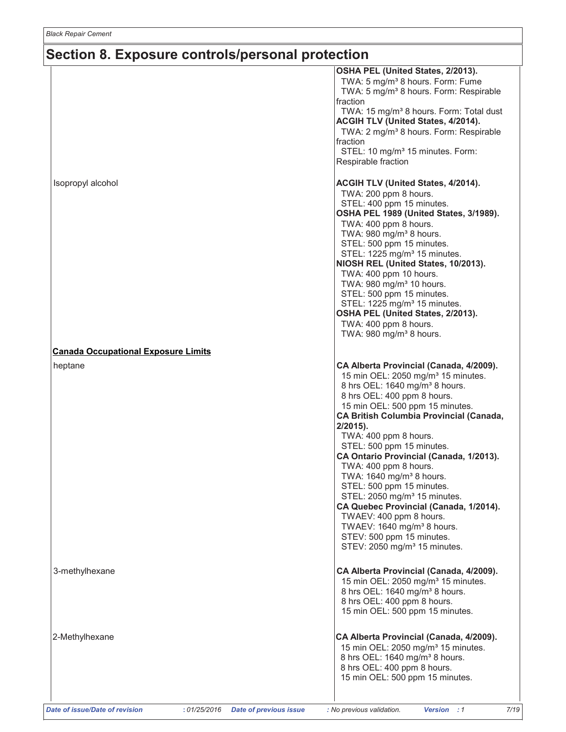## Section 8. Exposure controls/personal protection

| | |
|---|---|
| | **OSHA PEL (United States, 2/2013).**<br>TWA: 5 mg/m³ 8 hours. Form: Fume<br>TWA: 5 mg/m³ 8 hours. Form: Respirable fraction<br>TWA: 15 mg/m³ 8 hours. Form: Total dust<br>**ACGIH TLV (United States, 4/2014).**<br>TWA: 2 mg/m³ 8 hours. Form: Respirable fraction<br>STEL: 10 mg/m³ 15 minutes. Form: Respirable fraction |
| Isopropyl alcohol | **ACGIH TLV (United States, 4/2014).**<br>TWA: 200 ppm 8 hours.<br>STEL: 400 ppm 15 minutes.<br>**OSHA PEL 1989 (United States, 3/1989).**<br>TWA: 400 ppm 8 hours.<br>TWA: 980 mg/m³ 8 hours.<br>STEL: 500 ppm 15 minutes.<br>STEL: 1225 mg/m³ 15 minutes.<br>**NIOSH REL (United States, 10/2013).**<br>TWA: 400 ppm 10 hours.<br>TWA: 980 mg/m³ 10 hours.<br>STEL: 500 ppm 15 minutes.<br>STEL: 1225 mg/m³ 15 minutes.<br>**OSHA PEL (United States, 2/2013).**<br>TWA: 400 ppm 8 hours.<br>TWA: 980 mg/m³ 8 hours. |

**Canada Occupational Exposure Limits**

| | |
|---|---|
| heptane | **CA Alberta Provincial (Canada, 4/2009).**<br>15 min OEL: 2050 mg/m³ 15 minutes.<br>8 hrs OEL: 1640 mg/m³ 8 hours.<br>8 hrs OEL: 400 ppm 8 hours.<br>15 min OEL: 500 ppm 15 minutes.<br>**CA British Columbia Provincial (Canada, 2/2015).**<br>TWA: 400 ppm 8 hours.<br>STEL: 500 ppm 15 minutes.<br>**CA Ontario Provincial (Canada, 1/2013).**<br>TWA: 400 ppm 8 hours.<br>TWA: 1640 mg/m³ 8 hours.<br>STEL: 500 ppm 15 minutes.<br>STEL: 2050 mg/m³ 15 minutes.<br>**CA Quebec Provincial (Canada, 1/2014).**<br>TWAEV: 400 ppm 8 hours.<br>TWAEV: 1640 mg/m³ 8 hours.<br>STEV: 500 ppm 15 minutes.<br>STEV: 2050 mg/m³ 15 minutes. |
| 3-methylhexane | **CA Alberta Provincial (Canada, 4/2009).**<br>15 min OEL: 2050 mg/m³ 15 minutes.<br>8 hrs OEL: 1640 mg/m³ 8 hours.<br>8 hrs OEL: 400 ppm 8 hours.<br>15 min OEL: 500 ppm 15 minutes. |
| 2-Methylhexane | **CA Alberta Provincial (Canada, 4/2009).**<br>15 min OEL: 2050 mg/m³ 15 minutes.<br>8 hrs OEL: 1640 mg/m³ 8 hours.<br>8 hrs OEL: 400 ppm 8 hours.<br>15 min OEL: 500 ppm 15 minutes. |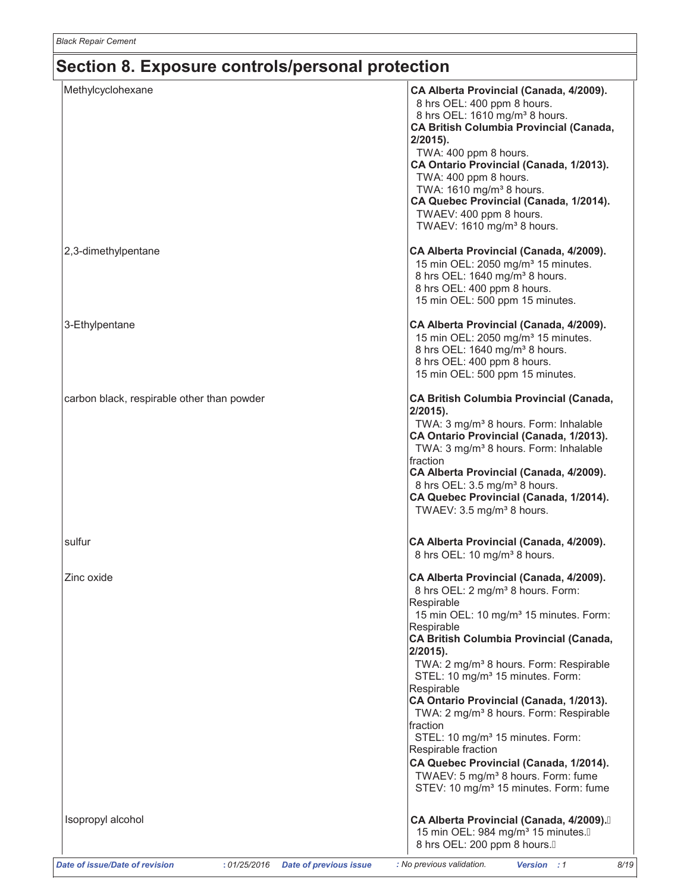## Section 8. Exposure controls/personal protection

| | |
|---|---|
| Methylcyclohexane | **CA Alberta Provincial (Canada, 4/2009).**<br>8 hrs OEL: 400 ppm 8 hours.<br>8 hrs OEL: 1610 mg/m³ 8 hours.<br>**CA British Columbia Provincial (Canada, 2/2015).**<br>TWA: 400 ppm 8 hours.<br>**CA Ontario Provincial (Canada, 1/2013).**<br>TWA: 400 ppm 8 hours.<br>TWA: 1610 mg/m³ 8 hours.<br>**CA Quebec Provincial (Canada, 1/2014).**<br>TWAEV: 400 ppm 8 hours.<br>TWAEV: 1610 mg/m³ 8 hours. |
| 2,3-dimethylpentane | **CA Alberta Provincial (Canada, 4/2009).**<br>15 min OEL: 2050 mg/m³ 15 minutes.<br>8 hrs OEL: 1640 mg/m³ 8 hours.<br>8 hrs OEL: 400 ppm 8 hours.<br>15 min OEL: 500 ppm 15 minutes. |
| 3-Ethylpentane | **CA Alberta Provincial (Canada, 4/2009).**<br>15 min OEL: 2050 mg/m³ 15 minutes.<br>8 hrs OEL: 1640 mg/m³ 8 hours.<br>8 hrs OEL: 400 ppm 8 hours.<br>15 min OEL: 500 ppm 15 minutes. |
| carbon black, respirable other than powder | **CA British Columbia Provincial (Canada, 2/2015).**<br>TWA: 3 mg/m³ 8 hours. Form: Inhalable<br>**CA Ontario Provincial (Canada, 1/2013).**<br>TWA: 3 mg/m³ 8 hours. Form: Inhalable fraction<br>**CA Alberta Provincial (Canada, 4/2009).**<br>8 hrs OEL: 3.5 mg/m³ 8 hours.<br>**CA Quebec Provincial (Canada, 1/2014).**<br>TWAEV: 3.5 mg/m³ 8 hours. |
| sulfur | **CA Alberta Provincial (Canada, 4/2009).**<br>8 hrs OEL: 10 mg/m³ 8 hours. |
| Zinc oxide | **CA Alberta Provincial (Canada, 4/2009).**<br>8 hrs OEL: 2 mg/m³ 8 hours. Form: Respirable<br>15 min OEL: 10 mg/m³ 15 minutes. Form: Respirable<br>**CA British Columbia Provincial (Canada, 2/2015).**<br>TWA: 2 mg/m³ 8 hours. Form: Respirable<br>STEL: 10 mg/m³ 15 minutes. Form: Respirable<br>**CA Ontario Provincial (Canada, 1/2013).**<br>TWA: 2 mg/m³ 8 hours. Form: Respirable fraction<br>STEL: 10 mg/m³ 15 minutes. Form: Respirable fraction<br>**CA Quebec Provincial (Canada, 1/2014).**<br>TWAEV: 5 mg/m³ 8 hours. Form: fume<br>STEV: 10 mg/m³ 15 minutes. Form: fume |
| Isopropyl alcohol | **CA Alberta Provincial (Canada, 4/2009).**<br>15 min OEL: 984 mg/m³ 15 minutes.<br>8 hrs OEL: 200 ppm 8 hours. |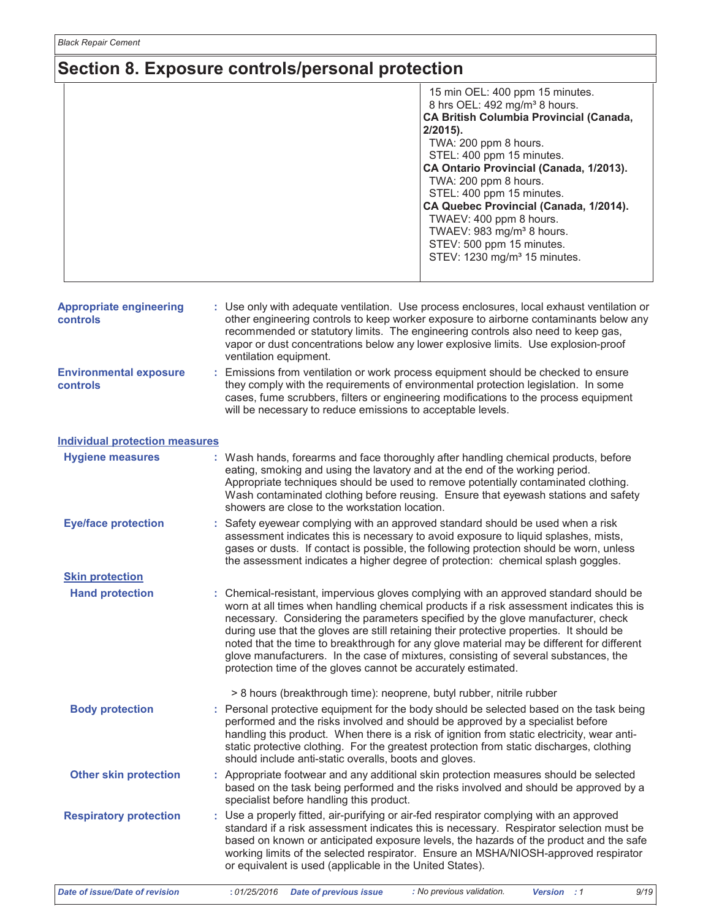## Section 8. Exposure controls/personal protection

| | |
|---|---|
| | 15 min OEL: 400 ppm 15 minutes.<br>8 hrs OEL: 492 mg/m³ 8 hours.<br>**CA British Columbia Provincial (Canada, 2/2015).**<br>TWA: 200 ppm 8 hours.<br>STEL: 400 ppm 15 minutes.<br>**CA Ontario Provincial (Canada, 1/2013).**<br>TWA: 200 ppm 8 hours.<br>STEL: 400 ppm 15 minutes.<br>**CA Quebec Provincial (Canada, 1/2014).**<br>TWAEV: 400 ppm 8 hours.<br>TWAEV: 983 mg/m³ 8 hours.<br>STEV: 500 ppm 15 minutes.<br>STEV: 1230 mg/m³ 15 minutes. |

**Appropriate engineering controls** : Use only with adequate ventilation. Use process enclosures, local exhaust ventilation or other engineering controls to keep worker exposure to airborne contaminants below any recommended or statutory limits. The engineering controls also need to keep gas, vapor or dust concentrations below any lower explosive limits. Use explosion-proof ventilation equipment.

**Environmental exposure controls** : Emissions from ventilation or work process equipment should be checked to ensure they comply with the requirements of environmental protection legislation. In some cases, fume scrubbers, filters or engineering modifications to the process equipment will be necessary to reduce emissions to acceptable levels.

### Individual protection measures

**Hygiene measures** : Wash hands, forearms and face thoroughly after handling chemical products, before eating, smoking and using the lavatory and at the end of the working period. Appropriate techniques should be used to remove potentially contaminated clothing. Wash contaminated clothing before reusing. Ensure that eyewash stations and safety showers are close to the workstation location.

**Eye/face protection** : Safety eyewear complying with an approved standard should be used when a risk assessment indicates this is necessary to avoid exposure to liquid splashes, mists, gases or dusts. If contact is possible, the following protection should be worn, unless the assessment indicates a higher degree of protection: chemical splash goggles.

#### Skin protection

**Hand protection** : Chemical-resistant, impervious gloves complying with an approved standard should be worn at all times when handling chemical products if a risk assessment indicates this is necessary. Considering the parameters specified by the glove manufacturer, check during use that the gloves are still retaining their protective properties. It should be noted that the time to breakthrough for any glove material may be different for different glove manufacturers. In the case of mixtures, consisting of several substances, the protection time of the gloves cannot be accurately estimated.

> 8 hours (breakthrough time): neoprene, butyl rubber, nitrile rubber

**Body protection** : Personal protective equipment for the body should be selected based on the task being performed and the risks involved and should be approved by a specialist before handling this product. When there is a risk of ignition from static electricity, wear anti-static protective clothing. For the greatest protection from static discharges, clothing should include anti-static overalls, boots and gloves.

**Other skin protection** : Appropriate footwear and any additional skin protection measures should be selected based on the task being performed and the risks involved and should be approved by a specialist before handling this product.

**Respiratory protection** : Use a properly fitted, air-purifying or air-fed respirator complying with an approved standard if a risk assessment indicates this is necessary. Respirator selection must be based on known or anticipated exposure levels, the hazards of the product and the safe working limits of the selected respirator. Ensure an MSHA/NIOSH-approved respirator or equivalent is used (applicable in the United States).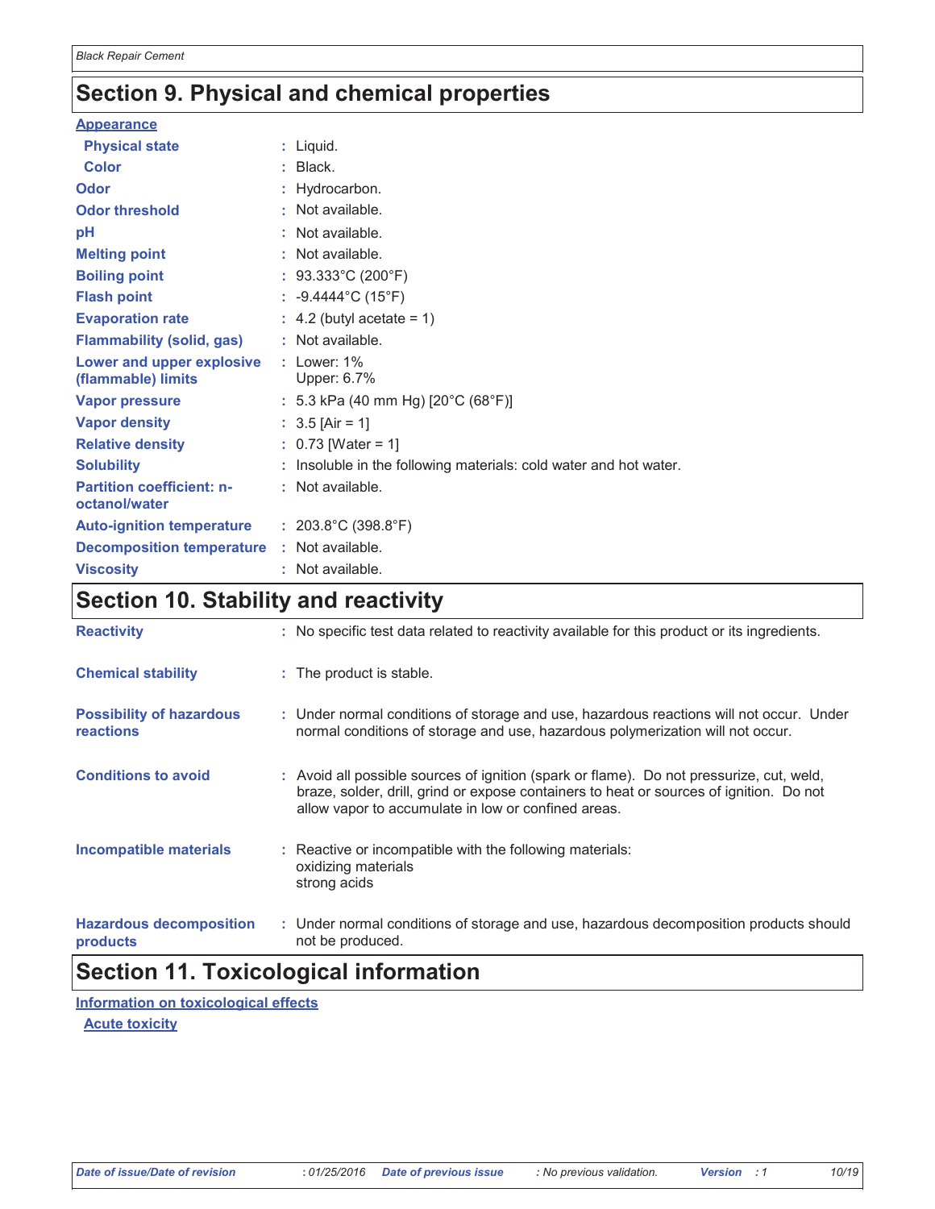## Section 9. Physical and chemical properties

**Appearance**

| | |
|---|---|
| **Physical state** | : Liquid. |
| **Color** | : Black. |
| **Odor** | : Hydrocarbon. |
| **Odor threshold** | : Not available. |
| **pH** | : Not available. |
| **Melting point** | : Not available. |
| **Boiling point** | : 93.333°C (200°F) |
| **Flash point** | : -9.4444°C (15°F) |
| **Evaporation rate** | : 4.2 (butyl acetate = 1) |
| **Flammability (solid, gas)** | : Not available. |
| **Lower and upper explosive (flammable) limits** | : Lower: 1% Upper: 6.7% |
| **Vapor pressure** | : 5.3 kPa (40 mm Hg) [20°C (68°F)] |
| **Vapor density** | : 3.5 [Air = 1] |
| **Relative density** | : 0.73 [Water = 1] |
| **Solubility** | : Insoluble in the following materials: cold water and hot water. |
| **Partition coefficient: n-octanol/water** | : Not available. |
| **Auto-ignition temperature** | : 203.8°C (398.8°F) |
| **Decomposition temperature** | : Not available. |
| **Viscosity** | : Not available. |

## Section 10. Stability and reactivity

| | |
|---|---|
| **Reactivity** | : No specific test data related to reactivity available for this product or its ingredients. |
| **Chemical stability** | : The product is stable. |
| **Possibility of hazardous reactions** | : Under normal conditions of storage and use, hazardous reactions will not occur. Under normal conditions of storage and use, hazardous polymerization will not occur. |
| **Conditions to avoid** | : Avoid all possible sources of ignition (spark or flame). Do not pressurize, cut, weld, braze, solder, drill, grind or expose containers to heat or sources of ignition. Do not allow vapor to accumulate in low or confined areas. |
| **Incompatible materials** | : Reactive or incompatible with the following materials: oxidizing materials strong acids |
| **Hazardous decomposition products** | : Under normal conditions of storage and use, hazardous decomposition products should not be produced. |

## Section 11. Toxicological information

**Information on toxicological effects**

**Acute toxicity**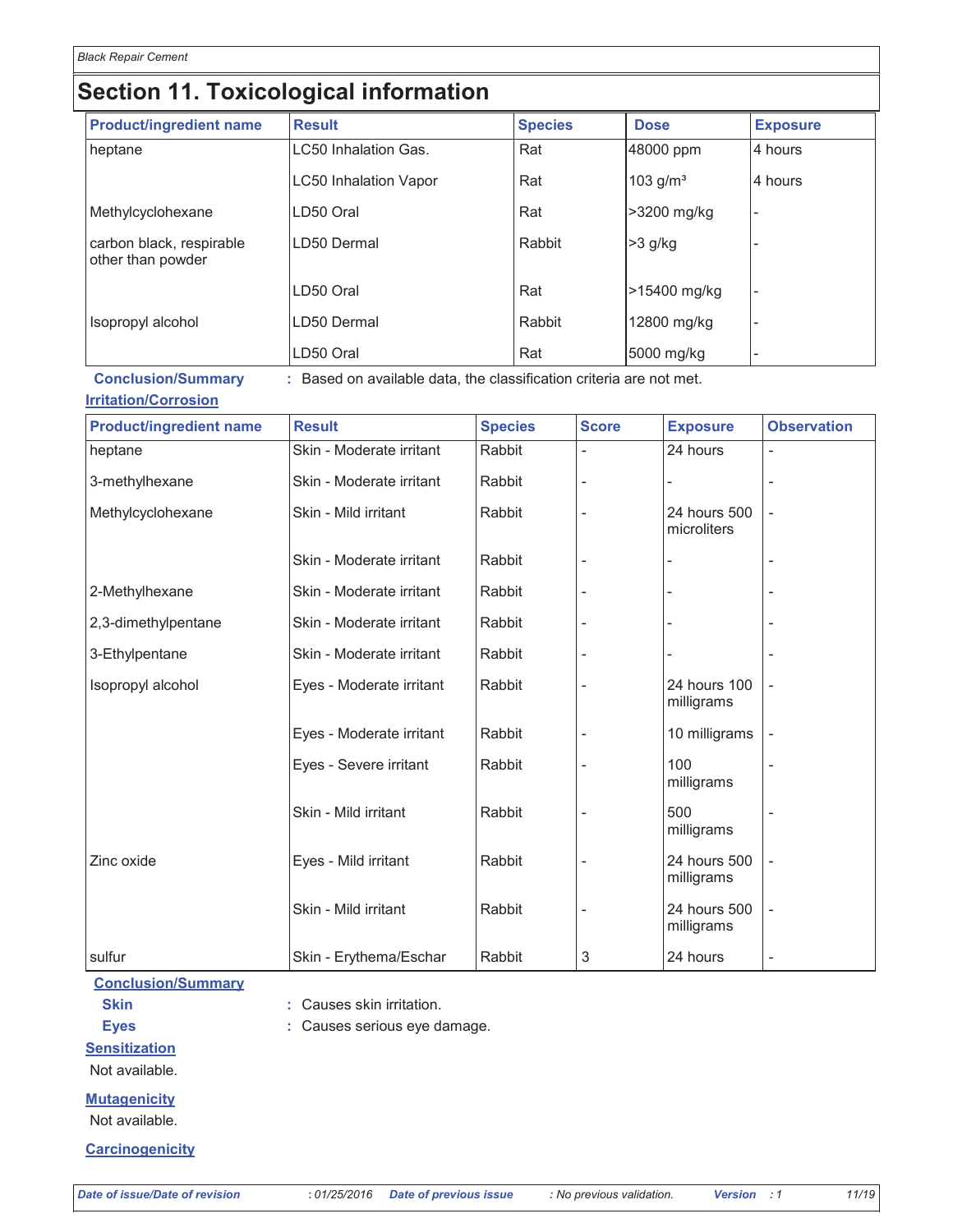## Section 11. Toxicological information

| Product/ingredient name | Result | Species | Dose | Exposure |
|---|---|---|---|---|
| heptane | LC50 Inhalation Gas. | Rat | 48000 ppm | 4 hours |
| | LC50 Inhalation Vapor | Rat | 103 g/m³ | 4 hours |
| Methylcyclohexane | LD50 Oral | Rat | >3200 mg/kg | - |
| carbon black, respirable other than powder | LD50 Dermal | Rabbit | >3 g/kg | - |
| | LD50 Oral | Rat | >15400 mg/kg | - |
| Isopropyl alcohol | LD50 Dermal | Rabbit | 12800 mg/kg | - |
| | LD50 Oral | Rat | 5000 mg/kg | - |

**Conclusion/Summary** : Based on available data, the classification criteria are not met.

**Irritation/Corrosion**

| Product/ingredient name | Result | Species | Score | Exposure | Observation |
|---|---|---|---|---|---|
| heptane | Skin - Moderate irritant | Rabbit | - | 24 hours | - |
| 3-methylhexane | Skin - Moderate irritant | Rabbit | - | - | - |
| Methylcyclohexane | Skin - Mild irritant | Rabbit | - | 24 hours 500 microliters | - |
| | Skin - Moderate irritant | Rabbit | - | - | - |
| 2-Methylhexane | Skin - Moderate irritant | Rabbit | - | - | - |
| 2,3-dimethylpentane | Skin - Moderate irritant | Rabbit | - | - | - |
| 3-Ethylpentane | Skin - Moderate irritant | Rabbit | - | - | - |
| Isopropyl alcohol | Eyes - Moderate irritant | Rabbit | - | 24 hours 100 milligrams | - |
| | Eyes - Moderate irritant | Rabbit | - | 10 milligrams | - |
| | Eyes - Severe irritant | Rabbit | - | 100 milligrams | - |
| | Skin - Mild irritant | Rabbit | - | 500 milligrams | - |
| Zinc oxide | Eyes - Mild irritant | Rabbit | - | 24 hours 500 milligrams | - |
| | Skin - Mild irritant | Rabbit | - | 24 hours 500 milligrams | - |
| sulfur | Skin - Erythema/Eschar | Rabbit | 3 | 24 hours | - |

**Conclusion/Summary**

**Skin** : Causes skin irritation.

**Eyes** : Causes serious eye damage.

**Sensitization**

Not available.

**Mutagenicity**

Not available.

**Carcinogenicity**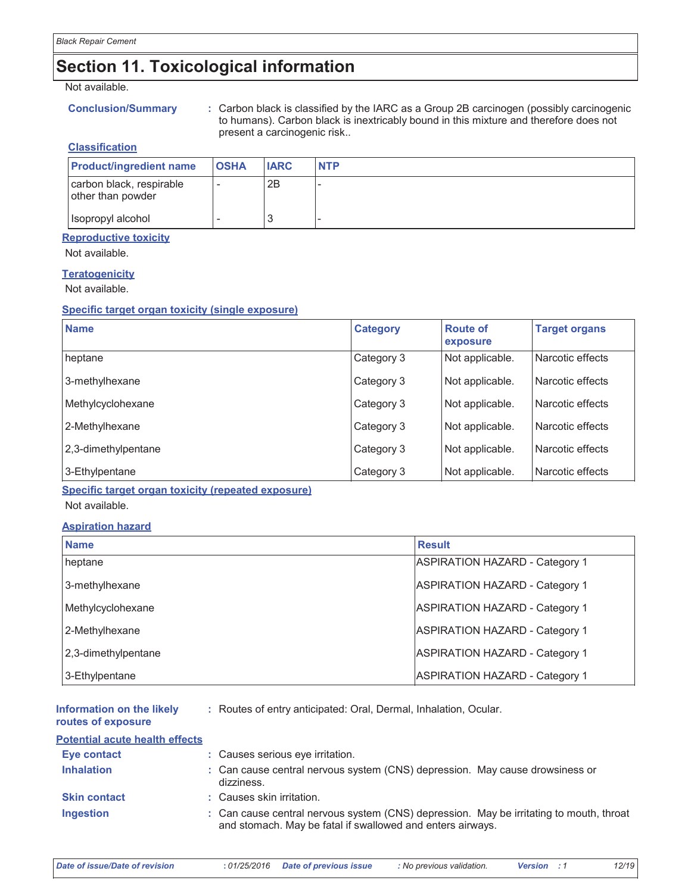## Section 11. Toxicological information

Not available.

**Conclusion/Summary** : Carbon black is classified by the IARC as a Group 2B carcinogen (possibly carcinogenic to humans). Carbon black is inextricably bound in this mixture and therefore does not present a carcinogenic risk..

**Classification**

| Product/ingredient name | OSHA | IARC | NTP |
|---|---|---|---|
| carbon black, respirable other than powder | - | 2B | - |
| Isopropyl alcohol | - | 3 | - |

**Reproductive toxicity**

Not available.

**Teratogenicity**

Not available.

**Specific target organ toxicity (single exposure)**

| Name | Category | Route of exposure | Target organs |
|---|---|---|---|
| heptane | Category 3 | Not applicable. | Narcotic effects |
| 3-methylhexane | Category 3 | Not applicable. | Narcotic effects |
| Methylcyclohexane | Category 3 | Not applicable. | Narcotic effects |
| 2-Methylhexane | Category 3 | Not applicable. | Narcotic effects |
| 2,3-dimethylpentane | Category 3 | Not applicable. | Narcotic effects |
| 3-Ethylpentane | Category 3 | Not applicable. | Narcotic effects |

**Specific target organ toxicity (repeated exposure)**

Not available.

**Aspiration hazard**

| Name | Result |
|---|---|
| heptane | ASPIRATION HAZARD - Category 1 |
| 3-methylhexane | ASPIRATION HAZARD - Category 1 |
| Methylcyclohexane | ASPIRATION HAZARD - Category 1 |
| 2-Methylhexane | ASPIRATION HAZARD - Category 1 |
| 2,3-dimethylpentane | ASPIRATION HAZARD - Category 1 |
| 3-Ethylpentane | ASPIRATION HAZARD - Category 1 |

**Information on the likely routes of exposure** : Routes of entry anticipated: Oral, Dermal, Inhalation, Ocular.

**Potential acute health effects**

**Eye contact** : Causes serious eye irritation.

**Inhalation** : Can cause central nervous system (CNS) depression. May cause drowsiness or dizziness.

**Skin contact** : Causes skin irritation.

**Ingestion** : Can cause central nervous system (CNS) depression. May be irritating to mouth, throat and stomach. May be fatal if swallowed and enters airways.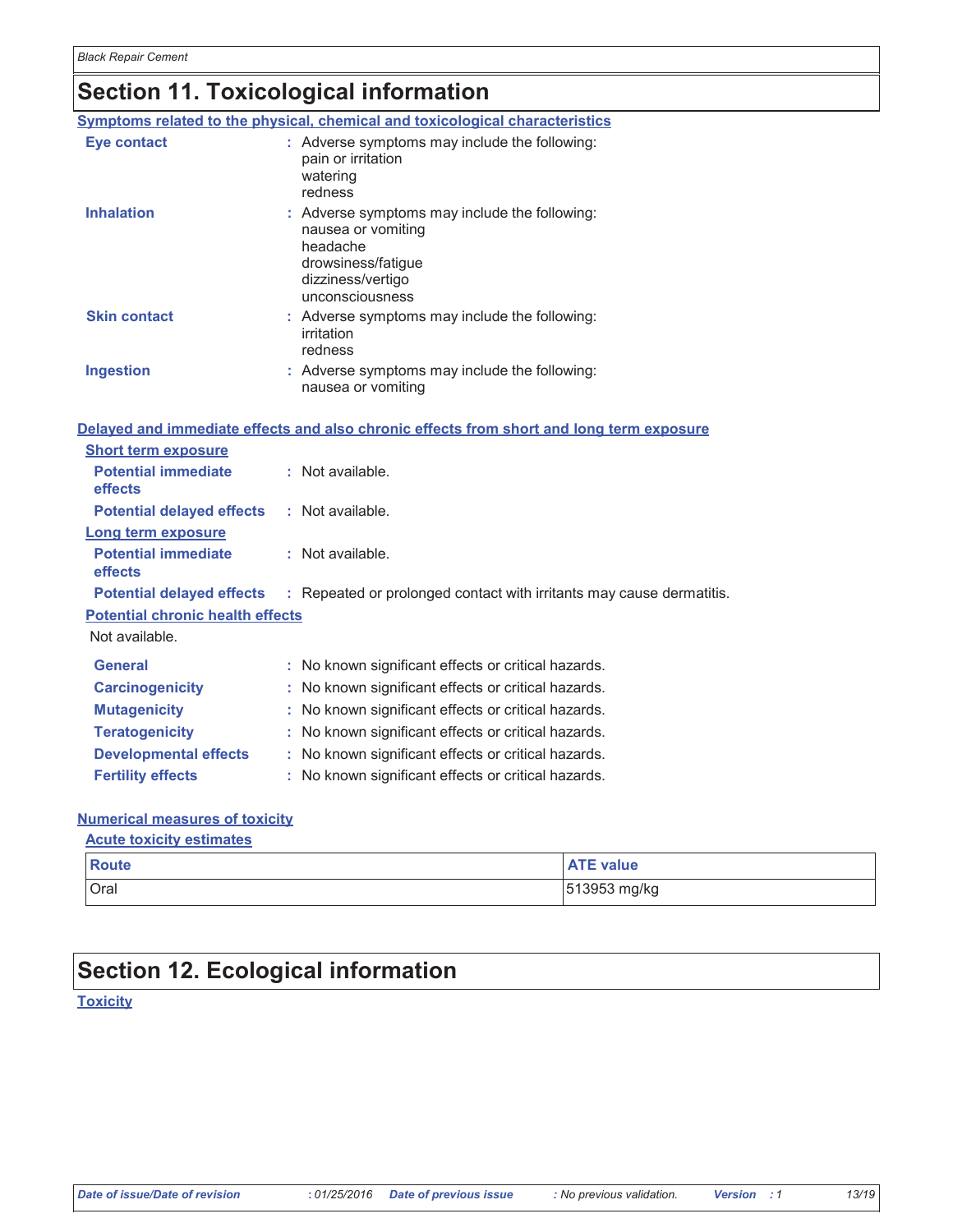# Section 11. Toxicological information

**Symptoms related to the physical, chemical and toxicological characteristics**

**Eye contact** : Adverse symptoms may include the following:
pain or irritation
watering
redness

**Inhalation** : Adverse symptoms may include the following:
nausea or vomiting
headache
drowsiness/fatigue
dizziness/vertigo
unconsciousness

**Skin contact** : Adverse symptoms may include the following:
irritation
redness

**Ingestion** : Adverse symptoms may include the following:
nausea or vomiting

**Delayed and immediate effects and also chronic effects from short and long term exposure**

**Short term exposure**

**Potential immediate effects** : Not available.

**Potential delayed effects** : Not available.

**Long term exposure**

**Potential immediate effects** : Not available.

**Potential delayed effects** : Repeated or prolonged contact with irritants may cause dermatitis.

**Potential chronic health effects**

Not available.

**General** : No known significant effects or critical hazards.

**Carcinogenicity** : No known significant effects or critical hazards.

**Mutagenicity** : No known significant effects or critical hazards.

**Teratogenicity** : No known significant effects or critical hazards.

**Developmental effects** : No known significant effects or critical hazards.

**Fertility effects** : No known significant effects or critical hazards.

**Numerical measures of toxicity**

**Acute toxicity estimates**

| Route | ATE value |
|---|---|
| Oral | 513953 mg/kg |

# Section 12. Ecological information

**Toxicity**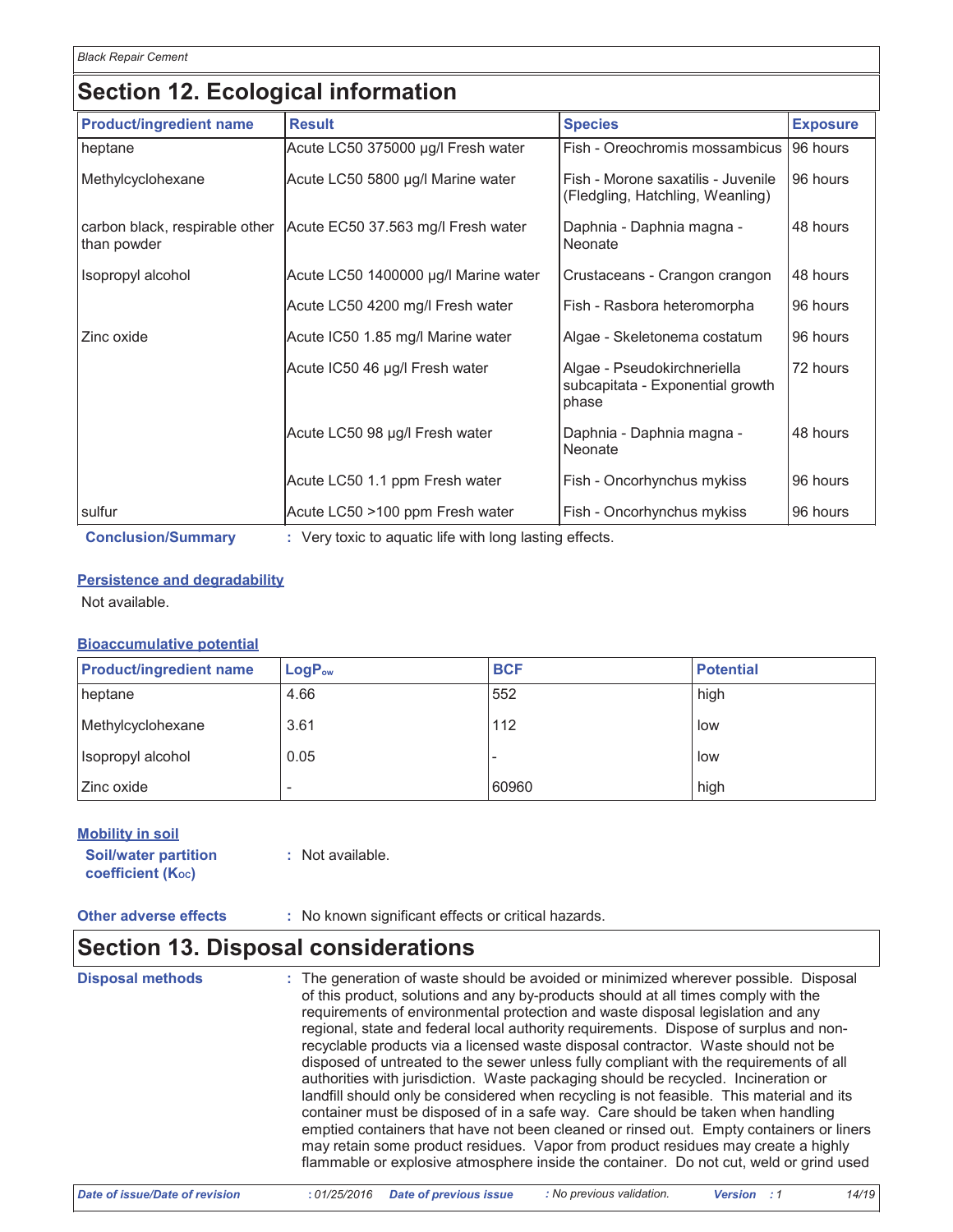## Section 12. Ecological information

| Product/ingredient name | Result | Species | Exposure |
|---|---|---|---|
| heptane | Acute LC50 375000 µg/l Fresh water | Fish - Oreochromis mossambicus | 96 hours |
| Methylcyclohexane | Acute LC50 5800 µg/l Marine water | Fish - Morone saxatilis - Juvenile (Fledgling, Hatchling, Weanling) | 96 hours |
| carbon black, respirable other than powder | Acute EC50 37.563 mg/l Fresh water | Daphnia - Daphnia magna - Neonate | 48 hours |
| Isopropyl alcohol | Acute LC50 1400000 µg/l Marine water | Crustaceans - Crangon crangon | 48 hours |
| | Acute LC50 4200 mg/l Fresh water | Fish - Rasbora heteromorpha | 96 hours |
| Zinc oxide | Acute IC50 1.85 mg/l Marine water | Algae - Skeletonema costatum | 96 hours |
| | Acute IC50 46 µg/l Fresh water | Algae - Pseudokirchneriella subcapitata - Exponential growth phase | 72 hours |
| | Acute LC50 98 µg/l Fresh water | Daphnia - Daphnia magna - Neonate | 48 hours |
| | Acute LC50 1.1 ppm Fresh water | Fish - Oncorhynchus mykiss | 96 hours |
| sulfur | Acute LC50 >100 ppm Fresh water | Fish - Oncorhynchus mykiss | 96 hours |

**Conclusion/Summary** : Very toxic to aquatic life with long lasting effects.

### Persistence and degradability

Not available.

### Bioaccumulative potential

| Product/ingredient name | $LogP_{ow}$ | BCF | Potential |
|---|---|---|---|
| heptane | 4.66 | 552 | high |
| Methylcyclohexane | 3.61 | 112 | low |
| Isopropyl alcohol | 0.05 | - | low |
| Zinc oxide | - | 60960 | high |

### Mobility in soil

**Soil/water partition coefficient ($K_{OC}$)** : Not available.

**Other adverse effects** : No known significant effects or critical hazards.

## Section 13. Disposal considerations

**Disposal methods** : The generation of waste should be avoided or minimized wherever possible. Disposal of this product, solutions and any by-products should at all times comply with the requirements of environmental protection and waste disposal legislation and any regional, state and federal local authority requirements. Dispose of surplus and non-recyclable products via a licensed waste disposal contractor. Waste should not be disposed of untreated to the sewer unless fully compliant with the requirements of all authorities with jurisdiction. Waste packaging should be recycled. Incineration or landfill should only be considered when recycling is not feasible. This material and its container must be disposed of in a safe way. Care should be taken when handling emptied containers that have not been cleaned or rinsed out. Empty containers or liners may retain some product residues. Vapor from product residues may create a highly flammable or explosive atmosphere inside the container. Do not cut, weld or grind used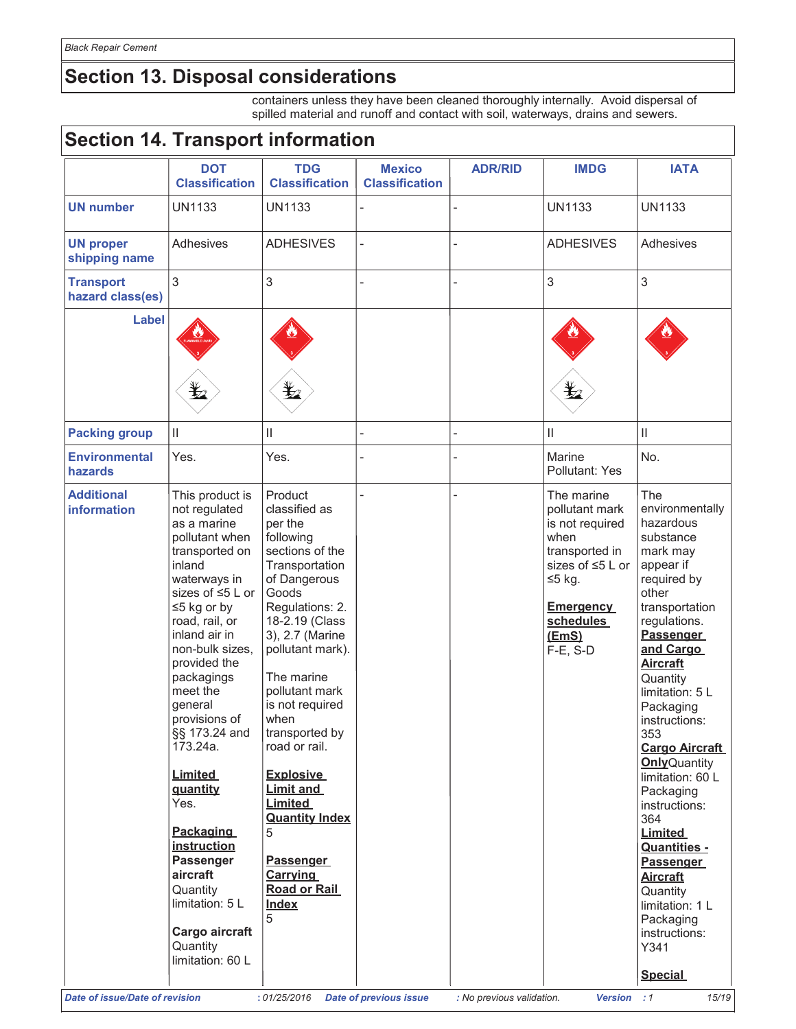## Section 13. Disposal considerations

containers unless they have been cleaned thoroughly internally. Avoid dispersal of spilled material and runoff and contact with soil, waterways, drains and sewers.

## Section 14. Transport information

| | DOT Classification | TDG Classification | Mexico Classification | ADR/RID | IMDG | IATA |
|---|---|---|---|---|---|---|
| **UN number** | UN1133 | UN1133 | - | - | UN1133 | UN1133 |
| **UN proper shipping name** | Adhesives | ADHESIVES | - | - | ADHESIVES | Adhesives |
| **Transport hazard class(es)** | 3 | 3 | - | - | 3 | 3 |
| **Label** | | | | | | |
| **Packing group** | II | II | - | - | II | II |
| **Environmental hazards** | Yes. | Yes. | - | - | Marine Pollutant: Yes | No. |
| **Additional information** | This product is not regulated as a marine pollutant when transported on inland waterways in sizes of ≤5 L or ≤5 kg or by road, rail, or inland air in non-bulk sizes, provided the packagings meet the general provisions of §§ 173.24 and 173.24a. **Limited quantity** Yes. **Packaging instruction** **Passenger aircraft** Quantity limitation: 5 L **Cargo aircraft** Quantity limitation: 60 L | Product classified as per the following sections of the Transportation of Dangerous Goods Regulations: 2.18-2.19 (Class 3), 2.7 (Marine pollutant mark). The marine pollutant mark is not required when transported by road or rail. **Explosive Limit and Limited Quantity Index** 5 **Passenger Carrying Road or Rail Index** 5 | - | - | The marine pollutant mark is not required when transported in sizes of ≤5 L or ≤5 kg. **Emergency schedules (EmS)** F-E, S-D | The environmentally hazardous substance mark may appear if required by other transportation regulations. **Passenger and Cargo Aircraft** Quantity limitation: 5 L Packaging instructions: 353 **Cargo Aircraft Only** Quantity limitation: 60 L Packaging instructions: 364 **Limited Quantities - Passenger Aircraft** Quantity limitation: 1 L Packaging instructions: Y341 **Special** |

Date of issue/Date of revision : 01/25/2016 Date of previous issue : No previous validation. Version : 1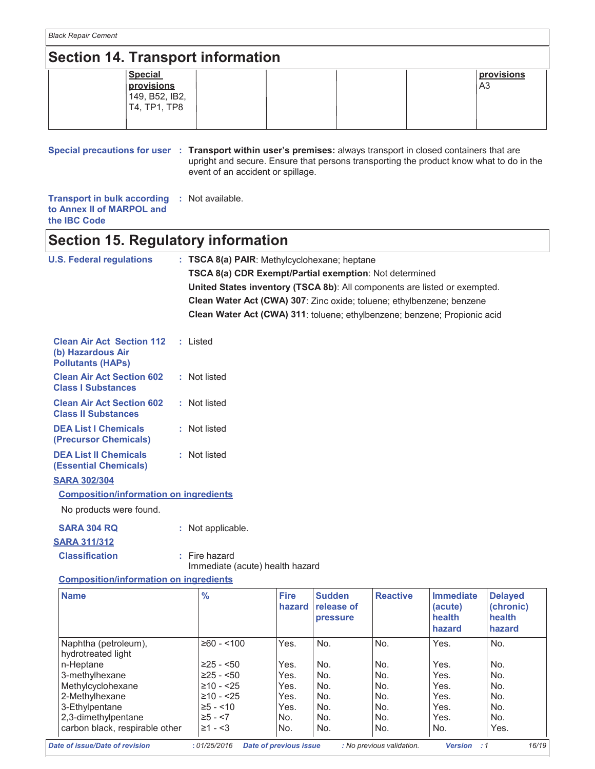## Section 14. Transport information

| | Special provisions | | | | | provisions |
|---|---|---|---|---|---|---|
| | 149, B52, IB2, T4, TP1, TP8 | | | | | A3 |

**Special precautions for user** : **Transport within user's premises:** always transport in closed containers that are upright and secure. Ensure that persons transporting the product know what to do in the event of an accident or spillage.

**Transport in bulk according to Annex II of MARPOL and the IBC Code** : Not available.

## Section 15. Regulatory information

**U.S. Federal regulations** : **TSCA 8(a) PAIR**: Methylcyclohexane; heptane

**TSCA 8(a) CDR Exempt/Partial exemption**: Not determined

**United States inventory (TSCA 8b)**: All components are listed or exempted.

**Clean Water Act (CWA) 307**: Zinc oxide; toluene; ethylbenzene; benzene

**Clean Water Act (CWA) 311**: toluene; ethylbenzene; benzene; Propionic acid

**Clean Air Act Section 112 (b) Hazardous Air Pollutants (HAPs)** : Listed

**Clean Air Act Section 602 Class I Substances** : Not listed

**Clean Air Act Section 602 Class II Substances** : Not listed

**DEA List I Chemicals (Precursor Chemicals)** : Not listed

**DEA List II Chemicals (Essential Chemicals)** : Not listed

**SARA 302/304**

**Composition/information on ingredients**

No products were found.

**SARA 304 RQ** : Not applicable.

**SARA 311/312**

**Classification** : Fire hazard
Immediate (acute) health hazard

**Composition/information on ingredients**

| Name | % | Fire hazard | Sudden release of pressure | Reactive | Immediate (acute) health hazard | Delayed (chronic) health hazard |
|---|---|---|---|---|---|---|
| Naphtha (petroleum), hydrotreated light | ≥60 - <100 | Yes. | No. | No. | Yes. | No. |
| n-Heptane | ≥25 - <50 | Yes. | No. | No. | Yes. | No. |
| 3-methylhexane | ≥25 - <50 | Yes. | No. | No. | Yes. | No. |
| Methylcyclohexane | ≥10 - <25 | Yes. | No. | No. | Yes. | No. |
| 2-Methylhexane | ≥10 - <25 | Yes. | No. | No. | Yes. | No. |
| 3-Ethylpentane | ≥5 - <10 | Yes. | No. | No. | Yes. | No. |
| 2,3-dimethylpentane | ≥5 - <7 | No. | No. | No. | Yes. | No. |
| carbon black, respirable other | ≥1 - <3 | No. | No. | No. | No. | Yes. |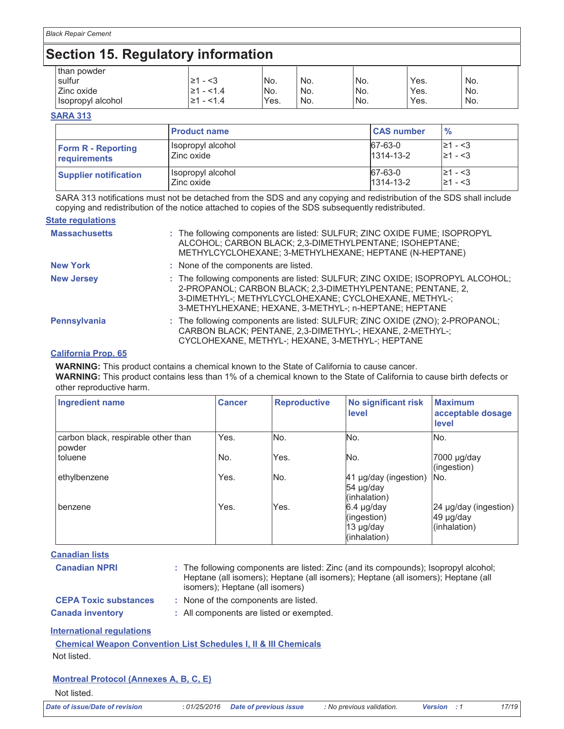## Section 15. Regulatory information

| | | | | | | |
|---|---|---|---|---|---|---|
| than powder | | | | | | |
| sulfur | ≥1 - <3 | No. | No. | No. | Yes. | No. |
| Zinc oxide | ≥1 - <1.4 | No. | No. | No. | Yes. | No. |
| Isopropyl alcohol | ≥1 - <1.4 | Yes. | No. | No. | Yes. | No. |

**SARA 313**

| | Product name | CAS number | % |
|---|---|---|---|
| **Form R - Reporting requirements** | Isopropyl alcohol<br>Zinc oxide | 67-63-0<br>1314-13-2 | ≥1 - <3<br>≥1 - <3 |
| **Supplier notification** | Isopropyl alcohol<br>Zinc oxide | 67-63-0<br>1314-13-2 | ≥1 - <3<br>≥1 - <3 |

SARA 313 notifications must not be detached from the SDS and any copying and redistribution of the SDS shall include copying and redistribution of the notice attached to copies of the SDS subsequently redistributed.

**State regulations**

**Massachusetts** : The following components are listed: SULFUR; ZINC OXIDE FUME; ISOPROPYL ALCOHOL; CARBON BLACK; 2,3-DIMETHYLPENTANE; ISOHEPTANE; METHYLCYCLOHEXANE; 3-METHYLHEXANE; HEPTANE (N-HEPTANE)

**New York** : None of the components are listed.

**New Jersey** : The following components are listed: SULFUR; ZINC OXIDE; ISOPROPYL ALCOHOL; 2-PROPANOL; CARBON BLACK; 2,3-DIMETHYLPENTANE; PENTANE, 2, 3-DIMETHYL-; METHYLCYCLOHEXANE; CYCLOHEXANE, METHYL-; 3-METHYLHEXANE; HEXANE, 3-METHYL-; n-HEPTANE; HEPTANE

**Pennsylvania** : The following components are listed: SULFUR; ZINC OXIDE (ZNO); 2-PROPANOL; CARBON BLACK; PENTANE, 2,3-DIMETHYL-; HEXANE, 2-METHYL-; CYCLOHEXANE, METHYL-; HEXANE, 3-METHYL-; HEPTANE

**California Prop. 65**

**WARNING:** This product contains a chemical known to the State of California to cause cancer.
**WARNING:** This product contains less than 1% of a chemical known to the State of California to cause birth defects or other reproductive harm.

| Ingredient name | Cancer | Reproductive | No significant risk level | Maximum acceptable dosage level |
|---|---|---|---|---|
| carbon black, respirable other than powder | Yes. | No. | No. | No. |
| toluene | No. | Yes. | No. | 7000 µg/day (ingestion) |
| ethylbenzene | Yes. | No. | 41 µg/day (ingestion)<br>54 µg/day (inhalation) | No. |
| benzene | Yes. | Yes. | 6.4 µg/day (ingestion)<br>13 µg/day (inhalation) | 24 µg/day (ingestion)<br>49 µg/day (inhalation) |

**Canadian lists**

**Canadian NPRI** : The following components are listed: Zinc (and its compounds); Isopropyl alcohol; Heptane (all isomers); Heptane (all isomers); Heptane (all isomers); Heptane (all isomers); Heptane (all isomers)

**CEPA Toxic substances** : None of the components are listed.

**Canada inventory** : All components are listed or exempted.

**International regulations**

**Chemical Weapon Convention List Schedules I, II & III Chemicals**

Not listed.

**Montreal Protocol (Annexes A, B, C, E)**

Not listed.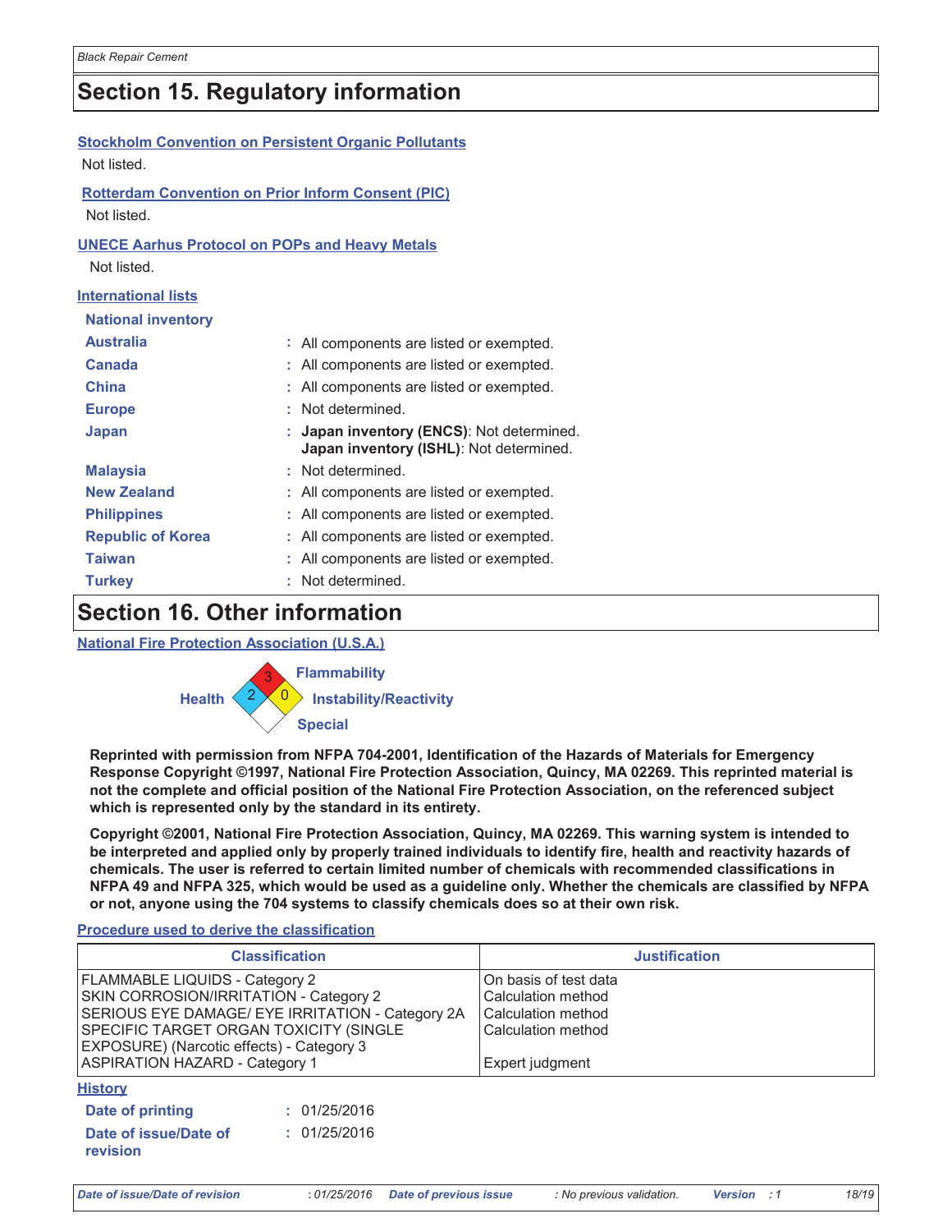## Section 15. Regulatory information

**Stockholm Convention on Persistent Organic Pollutants**

Not listed.

**Rotterdam Convention on Prior Inform Consent (PIC)**

Not listed.

**UNECE Aarhus Protocol on POPs and Heavy Metals**

Not listed.

**International lists**

**National inventory**

| | |
|---|---|
| **Australia** | : All components are listed or exempted. |
| **Canada** | : All components are listed or exempted. |
| **China** | : All components are listed or exempted. |
| **Europe** | : Not determined. |
| **Japan** | : **Japan inventory (ENCS)**: Not determined.<br>**Japan inventory (ISHL)**: Not determined. |
| **Malaysia** | : Not determined. |
| **New Zealand** | : All components are listed or exempted. |
| **Philippines** | : All components are listed or exempted. |
| **Republic of Korea** | : All components are listed or exempted. |
| **Taiwan** | : All components are listed or exempted. |
| **Turkey** | : Not determined. |

## Section 16. Other information

**National Fire Protection Association (U.S.A.)**

Health: 2
Flammability: 3
Instability/Reactivity: 0
Special:

**Reprinted with permission from NFPA 704-2001, Identification of the Hazards of Materials for Emergency Response Copyright ©1997, National Fire Protection Association, Quincy, MA 02269. This reprinted material is not the complete and official position of the National Fire Protection Association, on the referenced subject which is represented only by the standard in its entirety.**

**Copyright ©2001, National Fire Protection Association, Quincy, MA 02269. This warning system is intended to be interpreted and applied only by properly trained individuals to identify fire, health and reactivity hazards of chemicals. The user is referred to certain limited number of chemicals with recommended classifications in NFPA 49 and NFPA 325, which would be used as a guideline only. Whether the chemicals are classified by NFPA or not, anyone using the 704 systems to classify chemicals does so at their own risk.**

**Procedure used to derive the classification**

| Classification | Justification |
|---|---|
| FLAMMABLE LIQUIDS - Category 2 | On basis of test data |
| SKIN CORROSION/IRRITATION - Category 2 | Calculation method |
| SERIOUS EYE DAMAGE/ EYE IRRITATION - Category 2A | Calculation method |
| SPECIFIC TARGET ORGAN TOXICITY (SINGLE EXPOSURE) (Narcotic effects) - Category 3 | Calculation method |
| ASPIRATION HAZARD - Category 1 | Expert judgment |

**History**

| | |
|---|---|
| **Date of printing** | : 01/25/2016 |
| **Date of issue/Date of revision** | : 01/25/2016 |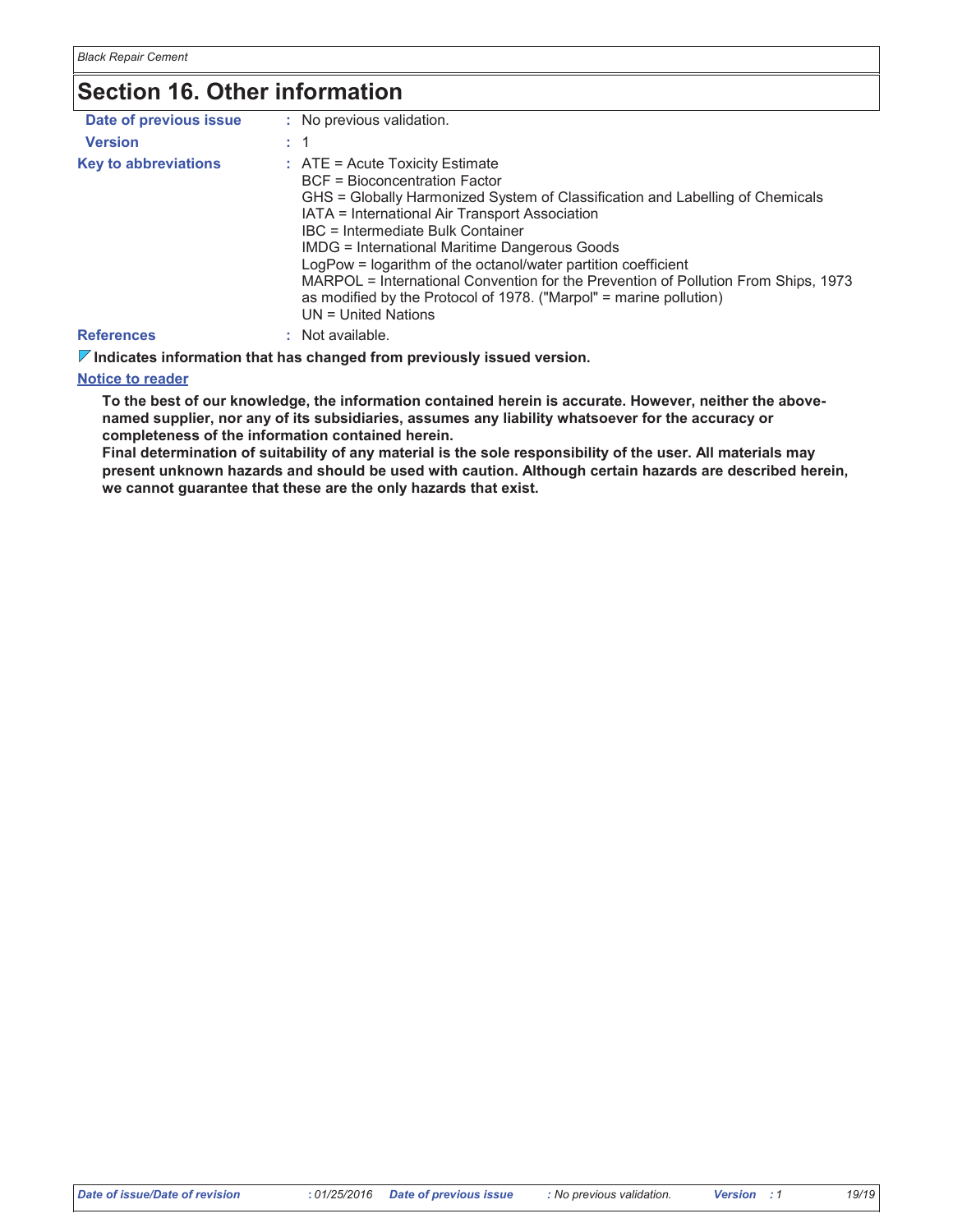## Section 16. Other information

**Date of previous issue** : No previous validation.

**Version** : 1

**Key to abbreviations** : ATE = Acute Toxicity Estimate
BCF = Bioconcentration Factor
GHS = Globally Harmonized System of Classification and Labelling of Chemicals
IATA = International Air Transport Association
IBC = Intermediate Bulk Container
IMDG = International Maritime Dangerous Goods
LogPow = logarithm of the octanol/water partition coefficient
MARPOL = International Convention for the Prevention of Pollution From Ships, 1973 as modified by the Protocol of 1978. ("Marpol" = marine pollution)
UN = United Nations

**References** : Not available.

**Indicates information that has changed from previously issued version.**

**Notice to reader**

**To the best of our knowledge, the information contained herein is accurate. However, neither the above-named supplier, nor any of its subsidiaries, assumes any liability whatsoever for the accuracy or completeness of the information contained herein.**
**Final determination of suitability of any material is the sole responsibility of the user. All materials may present unknown hazards and should be used with caution. Although certain hazards are described herein, we cannot guarantee that these are the only hazards that exist.**